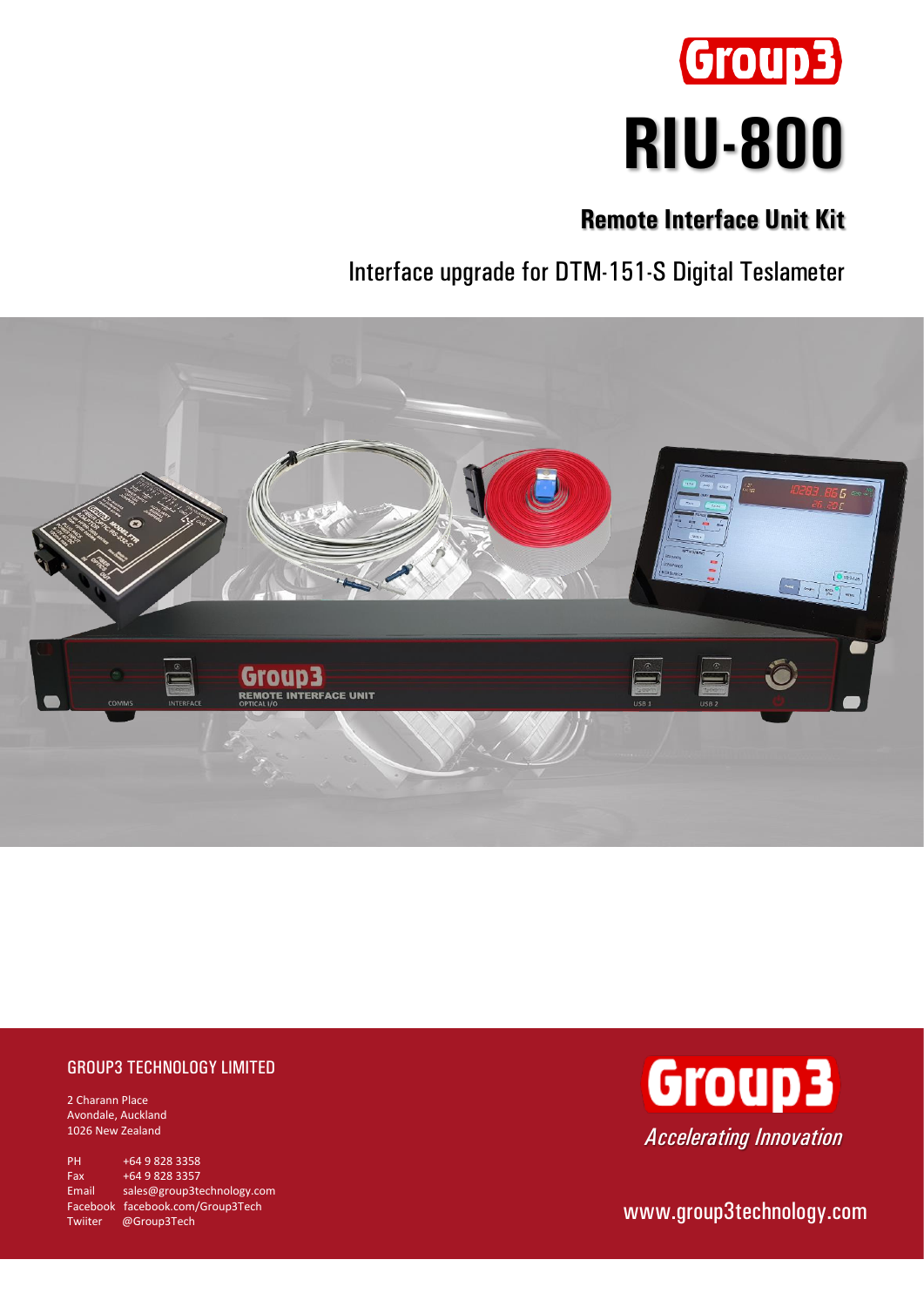Group3

# RIU-800

## Remote Interface Unit Kit

Interface upgrade for DTM-151-S Digital Teslameter

GROUP3 TECHNOLOGY LIMITED

2 Charann Place
Avondale, Auckland
1026 New Zealand

PH +64 9 828 3358
Fax +64 9 828 3357
Email sales@group3technology.com
Facebook facebook.com/Group3Tech
Twiiter @Group3Tech

Group3

*Accelerating Innovation*

www.group3technology.com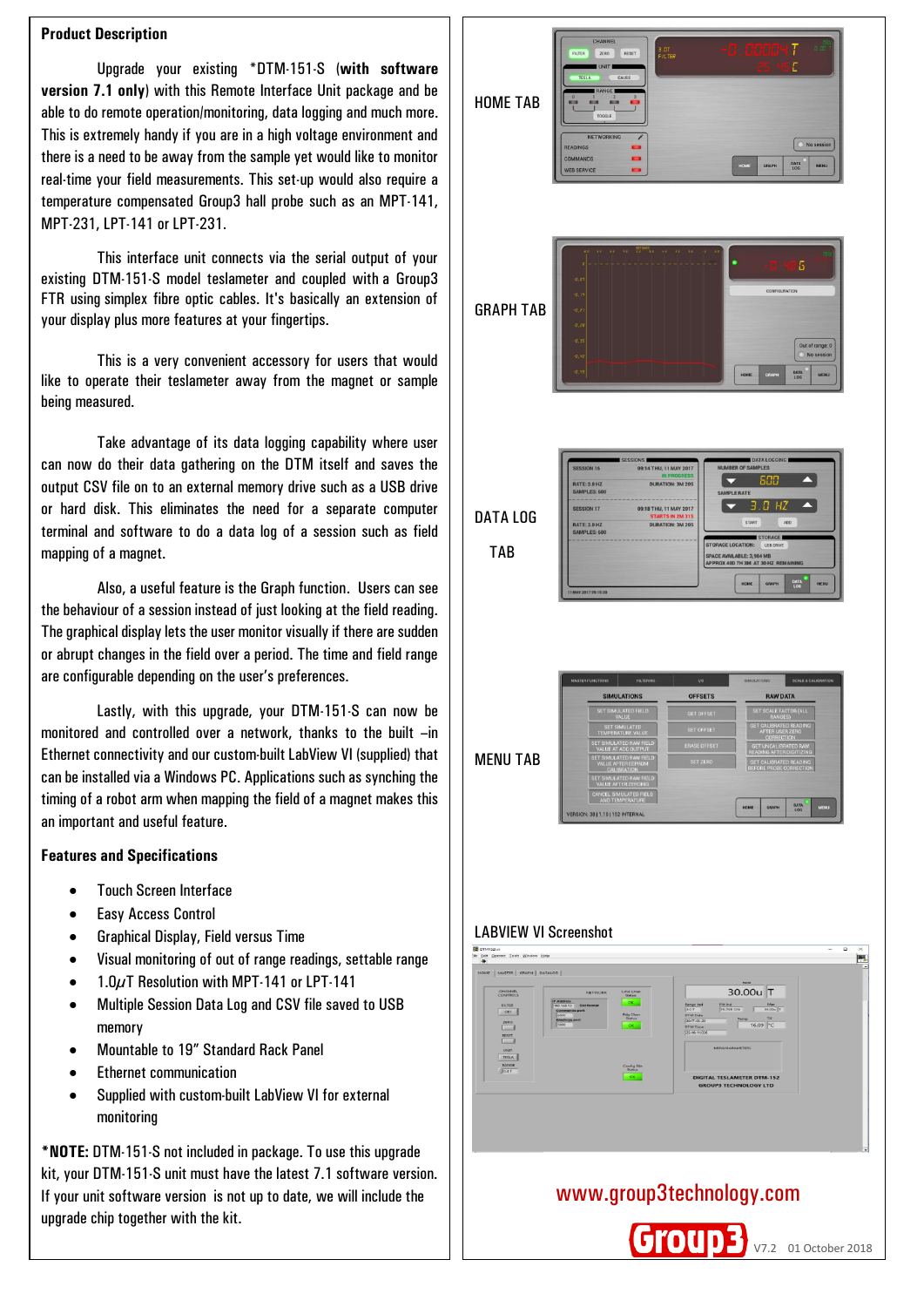## Product Description

Upgrade your existing *DTM-151-S (**with software version 7.1 only**) with this Remote Interface Unit package and be able to do remote operation/monitoring, data logging and much more. This is extremely handy if you are in a high voltage environment and there is a need to be away from the sample yet would like to monitor real-time your field measurements. This set-up would also require a temperature compensated Group3 hall probe such as an MPT-141, MPT-231, LPT-141 or LPT-231.

This interface unit connects via the serial output of your existing DTM-151-S model teslameter and coupled with a Group3 FTR using simplex fibre optic cables. It's basically an extension of your display plus more features at your fingertips.

This is a very convenient accessory for users that would like to operate their teslameter away from the magnet or sample being measured.

Take advantage of its data logging capability where user can now do their data gathering on the DTM itself and saves the output CSV file on to an external memory drive such as a USB drive or hard disk. This eliminates the need for a separate computer terminal and software to do a data log of a session such as field mapping of a magnet.

Also, a useful feature is the Graph function. Users can see the behaviour of a session instead of just looking at the field reading. The graphical display lets the user monitor visually if there are sudden or abrupt changes in the field over a period. The time and field range are configurable depending on the user's preferences.

Lastly, with this upgrade, your DTM-151-S can now be monitored and controlled over a network, thanks to the built –in Ethernet connectivity and our custom-built LabView VI (supplied) that can be installed via a Windows PC. Applications such as synching the timing of a robot arm when mapping the field of a magnet makes this an important and useful feature.

## Features and Specifications

- Touch Screen Interface
- Easy Access Control
- Graphical Display, Field versus Time
- Visual monitoring of out of range readings, settable range
- 1.0$\mu$T Resolution with MPT-141 or LPT-141
- Multiple Session Data Log and CSV file saved to USB memory
- Mountable to 19" Standard Rack Panel
- Ethernet communication
- Supplied with custom-built LabView VI for external monitoring

***NOTE:** DTM-151-S not included in package. To use this upgrade kit, your DTM-151-S unit must have the latest 7.1 software version. If your unit software version is not up to date, we will include the upgrade chip together with the kit.

HOME TAB

GRAPH TAB

DATA LOG TAB

MENU TAB

LABVIEW VI Screenshot

www.group3technology.com

Group3 V7.2 01 October 2018